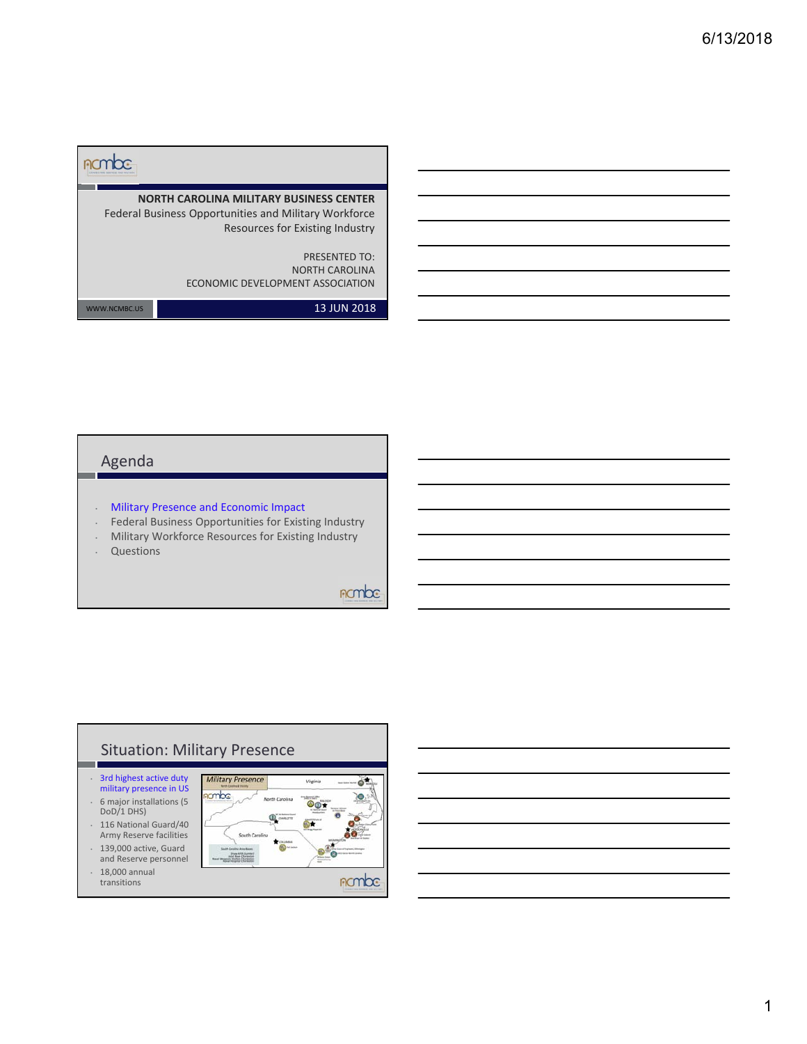## NORTH CAROLINA MILITARY BUSINESS CENTER

Federal Business Opportunities and Military Workforce Resources for Existing Industry

PRESENTED TO:
NORTH CAROLINA
ECONOMIC DEVELOPMENT ASSOCIATION

WWW.NCMBC.US

13 JUN 2018

## Agenda

- Military Presence and Economic Impact
- Federal Business Opportunities for Existing Industry
- Military Workforce Resources for Existing Industry
- Questions

## Situation: Military Presence

- 3rd highest active duty military presence in US
- 6 major installations (5 DoD/1 DHS)
- 116 National Guard/40 Army Reserve facilities
- 139,000 active, Guard and Reserve personnel
- 18,000 annual transitions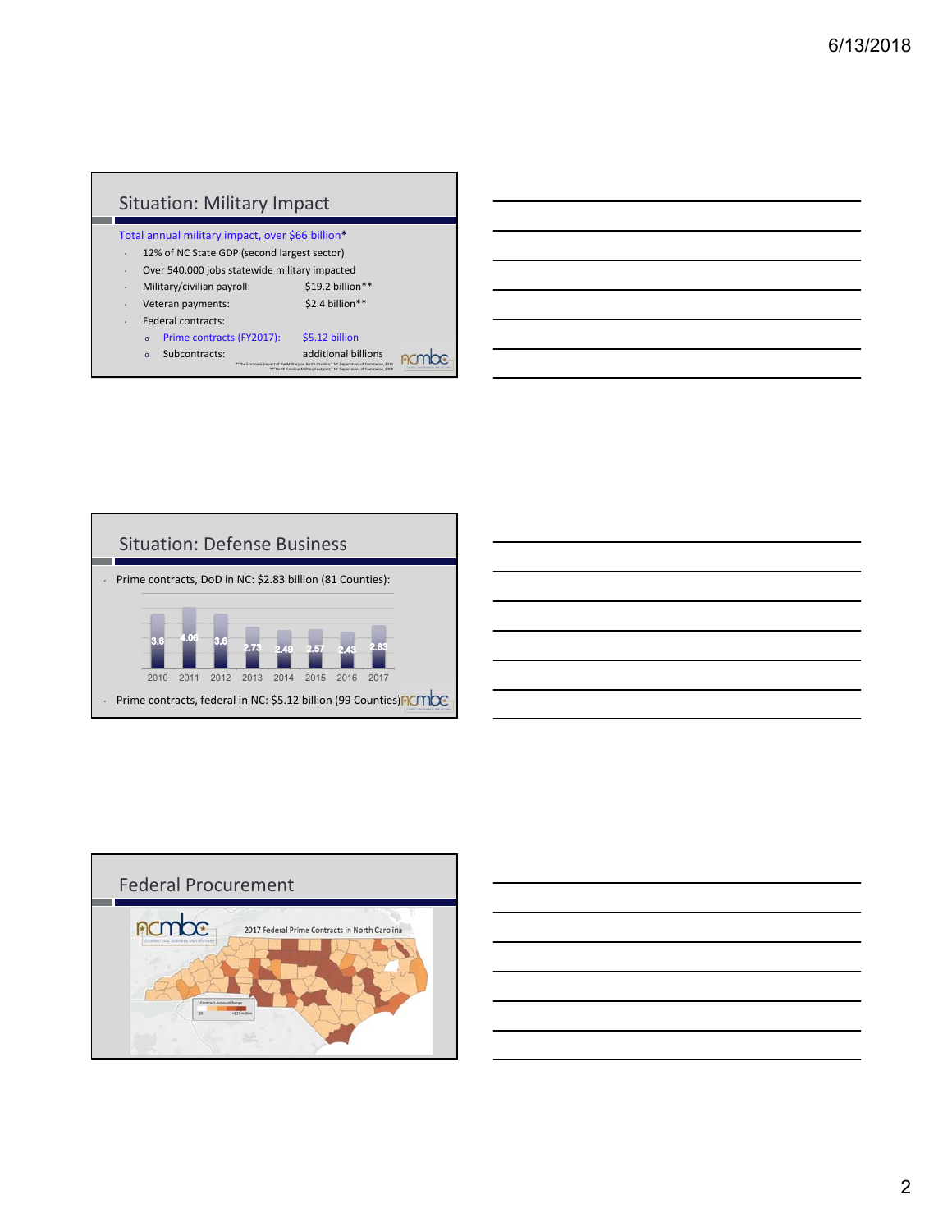## Situation: Military Impact

Total annual military impact, over $66 billion*

- 12% of NC State GDP (second largest sector)
- Over 540,000 jobs statewide military impacted
- Military/civilian payroll: $19.2 billion**
- Veteran payments: $2.4 billion**
- Federal contracts:
  - Prime contracts (FY2017): $5.12 billion
  - Subcontracts: additional billions

*"The Economic Impact of the Military on North Carolina," NC Department of Commerce, 2013
**"North Carolina Military Footprint," NC Department of Commerce, 2008

## Situation: Defense Business

- Prime contracts, DoD in NC: $2.83 billion (81 Counties):

| 2010 | 2011 | 2012 | 2013 | 2014 | 2015 | 2016 | 2017 |
|---|---|---|---|---|---|---|---|
| 3.6 | 4.06 | 3.6 | 2.73 | 2.49 | 2.57 | 2.43 | 2.83 |

- Prime contracts, federal in NC: $5.12 billion (99 Counties)

## Federal Procurement

2017 Federal Prime Contracts in North Carolina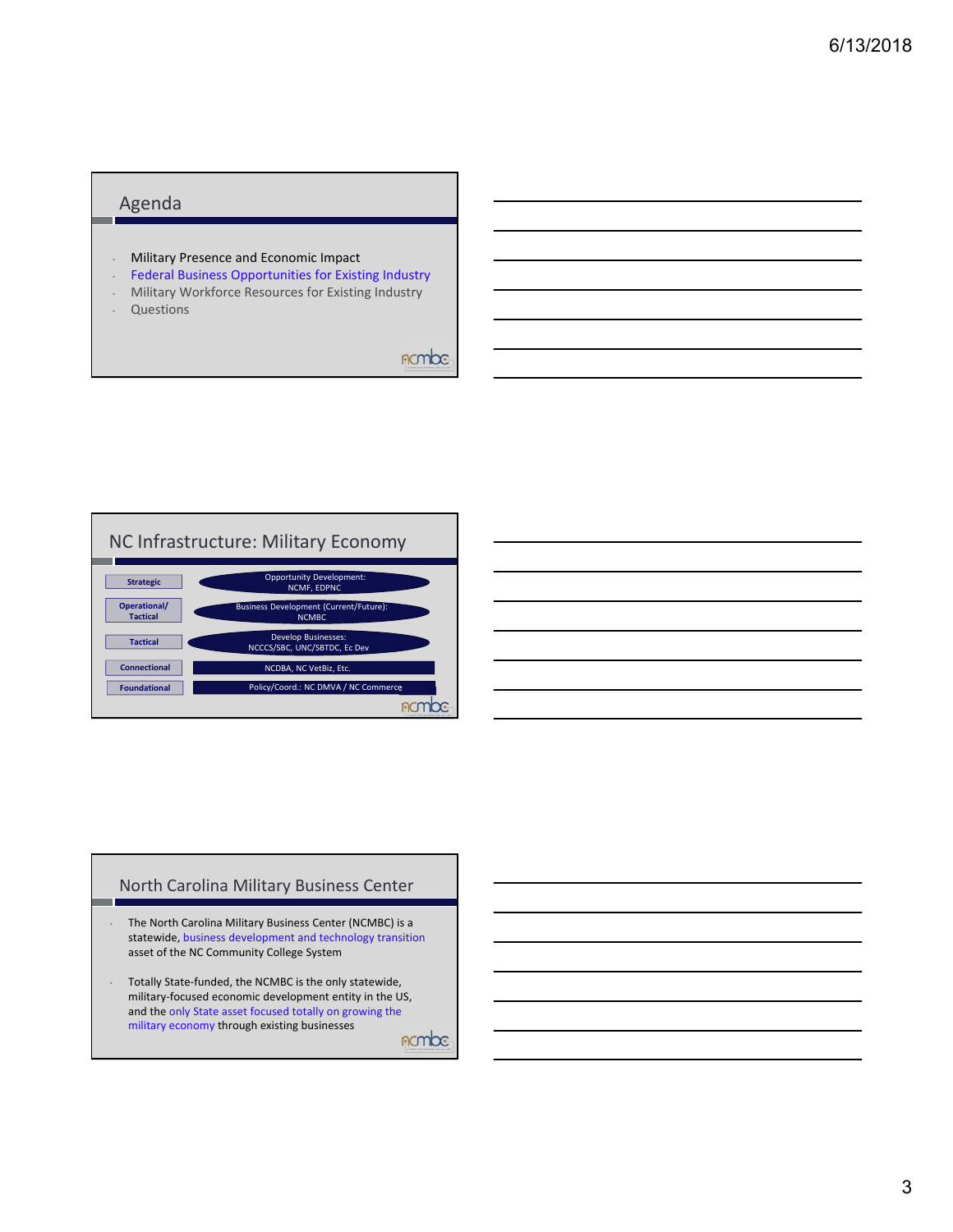## Agenda

- Military Presence and Economic Impact
- Federal Business Opportunities for Existing Industry
- Military Workforce Resources for Existing Industry
- Questions

## NC Infrastructure: Military Economy

| Level | Entity |
| --- | --- |
| Strategic | Opportunity Development: NCMF, EDPNC |
| Operational/ Tactical | Business Development (Current/Future): NCMBC |
| Tactical | Develop Businesses: NCCCS/SBC, UNC/SBTDC, Ec Dev |
| Connectional | NCDBA, NC VetBiz, Etc. |
| Foundational | Policy/Coord.: NC DMVA / NC Commerce |

## North Carolina Military Business Center

- The North Carolina Military Business Center (NCMBC) is a statewide, business development and technology transition asset of the NC Community College System
- Totally State-funded, the NCMBC is the only statewide, military-focused economic development entity in the US, and the only State asset focused totally on growing the military economy through existing businesses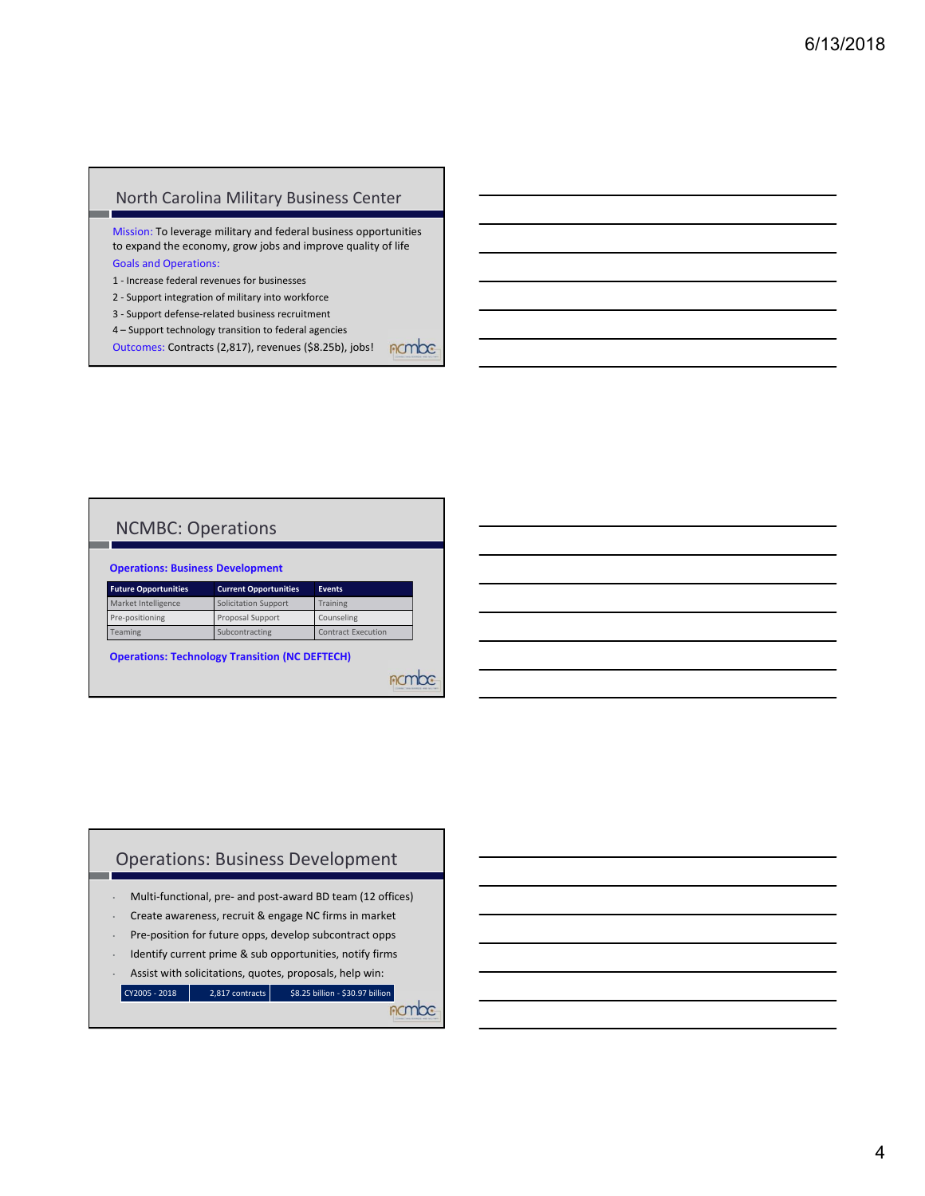## North Carolina Military Business Center

Mission: To leverage military and federal business opportunities to expand the economy, grow jobs and improve quality of life

Goals and Operations:

1 - Increase federal revenues for businesses
2 - Support integration of military into workforce
3 - Support defense-related business recruitment
4 – Support technology transition to federal agencies

Outcomes: Contracts (2,817), revenues ($8.25b), jobs!

## NCMBC: Operations

**Operations: Business Development**

| Future Opportunities | Current Opportunities | Events |
|---|---|---|
| Market Intelligence | Solicitation Support | Training |
| Pre-positioning | Proposal Support | Counseling |
| Teaming | Subcontracting | Contract Execution |

**Operations: Technology Transition (NC DEFTECH)**

## Operations: Business Development

- Multi-functional, pre- and post-award BD team (12 offices)
- Create awareness, recruit & engage NC firms in market
- Pre-position for future opps, develop subcontract opps
- Identify current prime & sub opportunities, notify firms
- Assist with solicitations, quotes, proposals, help win:

| CY2005 - 2018 | 2,817 contracts | $8.25 billion - $30.97 billion |
|---|---|---|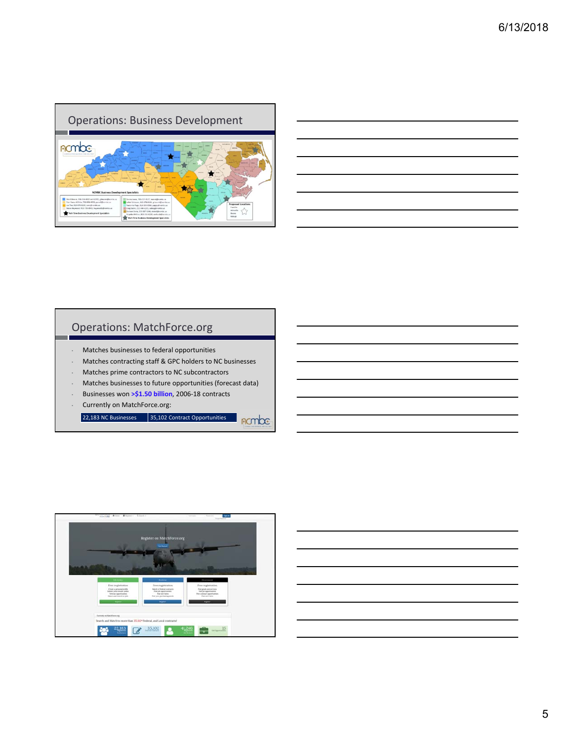## Operations: Business Development

## Operations: MatchForce.org

- Matches businesses to federal opportunities
- Matches contracting staff & GPC holders to NC businesses
- Matches prime contractors to NC subcontractors
- Matches businesses to future opportunities (forecast data)
- Businesses won **>$1.50 billion**, 2006-18 contracts
- Currently on MatchForce.org:

| 22,183 NC Businesses | 35,102 Contract Opportunities |
|---|---|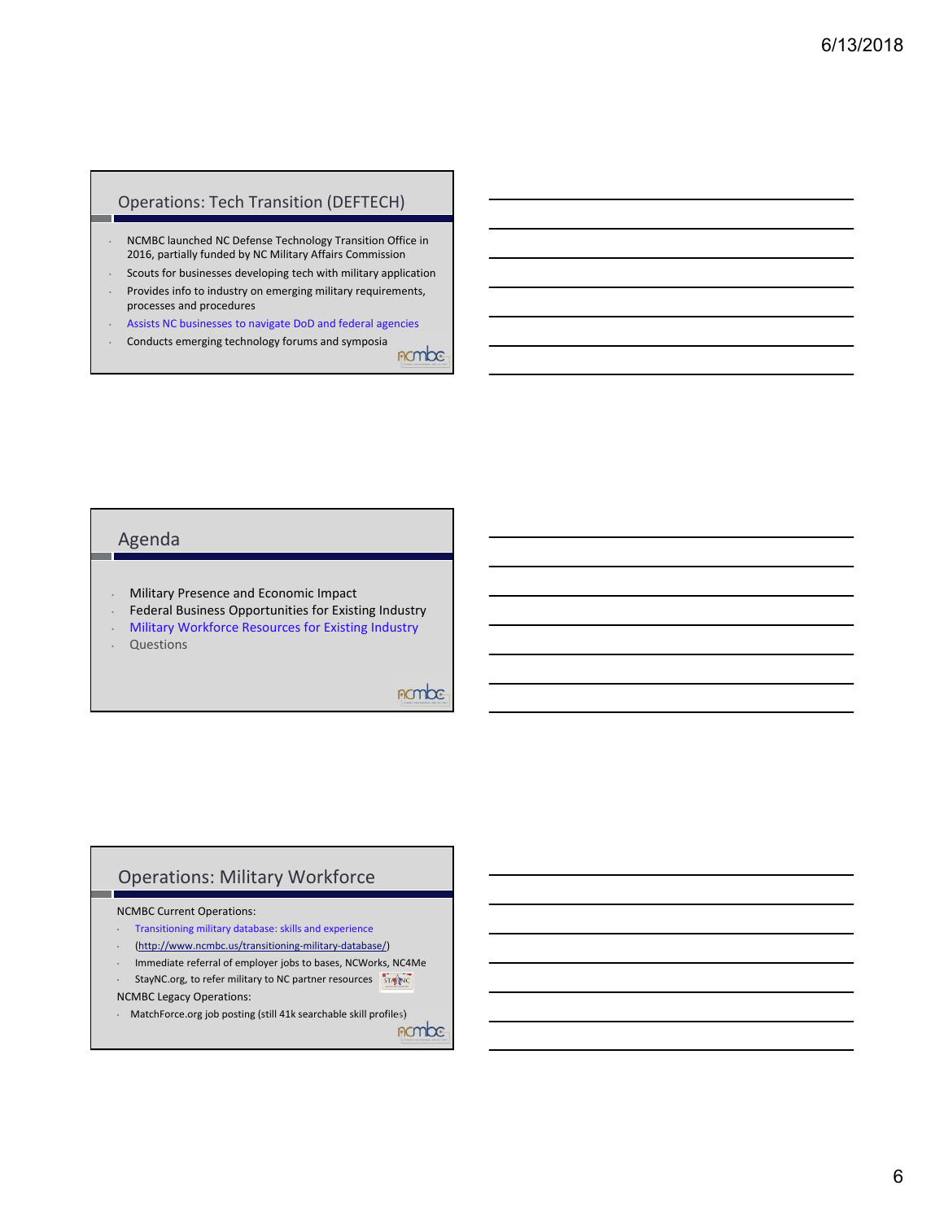## Operations: Tech Transition (DEFTECH)

- NCMBC launched NC Defense Technology Transition Office in 2016, partially funded by NC Military Affairs Commission
- Scouts for businesses developing tech with military application
- Provides info to industry on emerging military requirements, processes and procedures
- Assists NC businesses to navigate DoD and federal agencies
- Conducts emerging technology forums and symposia

## Agenda

- Military Presence and Economic Impact
- Federal Business Opportunities for Existing Industry
- Military Workforce Resources for Existing Industry
- Questions

## Operations: Military Workforce

NCMBC Current Operations:

- Transitioning military database: skills and experience
- (http://www.ncmbc.us/transitioning-military-database/)
- Immediate referral of employer jobs to bases, NCWorks, NC4Me
- StayNC.org, to refer military to NC partner resources

NCMBC Legacy Operations:

- MatchForce.org job posting (still 41k searchable skill profiles)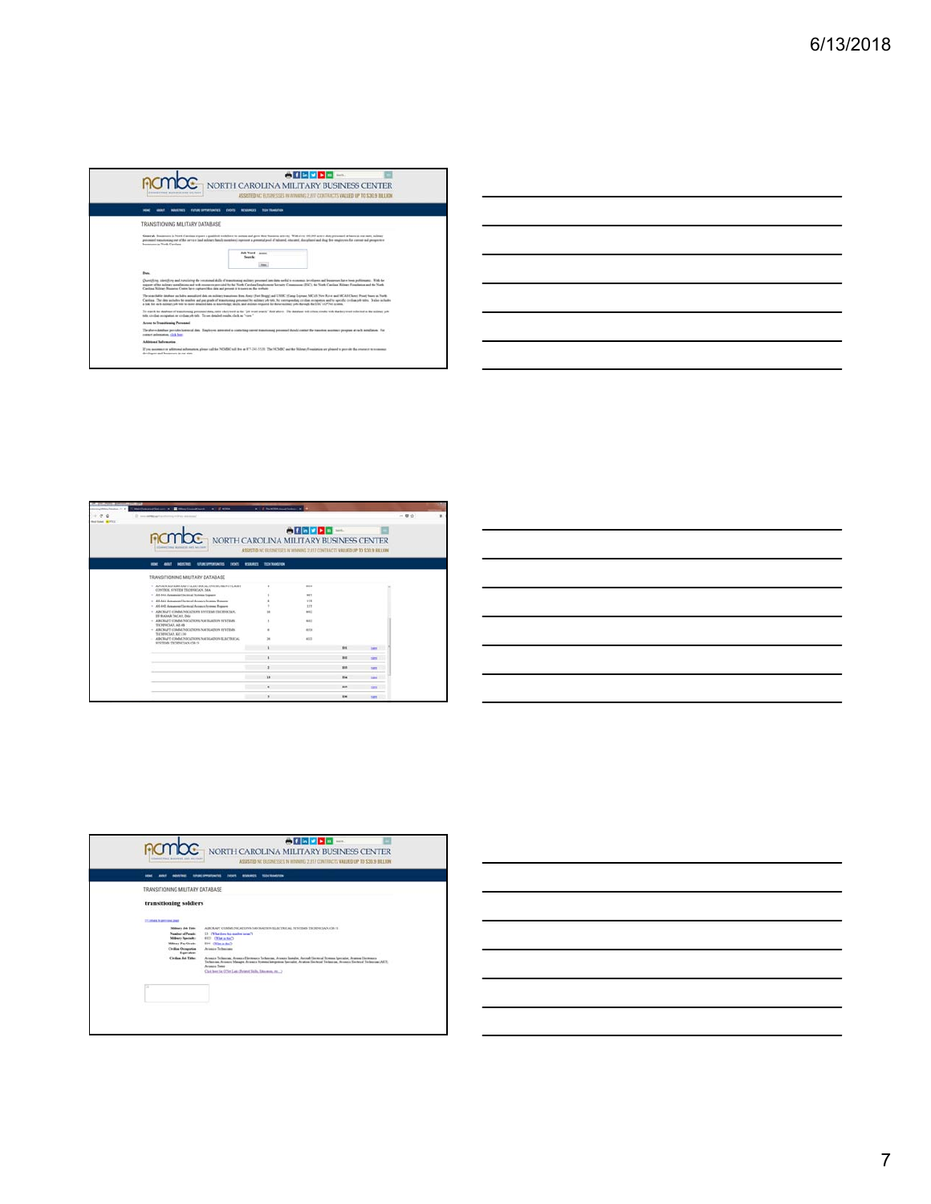NORTH CAROLINA MILITARY BUSINESS CENTER

ASSISTED NC BUSINESSES IN WINNING 2,817 CONTRACTS VALUED UP TO $30.9 BILLION

TRANSITIONING MILITARY DATABASE

---

NORTH CAROLINA MILITARY BUSINESS CENTER

ASSISTED NC BUSINESSES IN WINNING 2,817 CONTRACTS VALUED UP TO $30.9 BILLION

TRANSITIONING MILITARY DATABASE

---

NORTH CAROLINA MILITARY BUSINESS CENTER

ASSISTED NC BUSINESSES IN WINNING 2,817 CONTRACTS VALUED UP TO $30.9 BILLION

TRANSITIONING MILITARY DATABASE

**transitioning soldiers**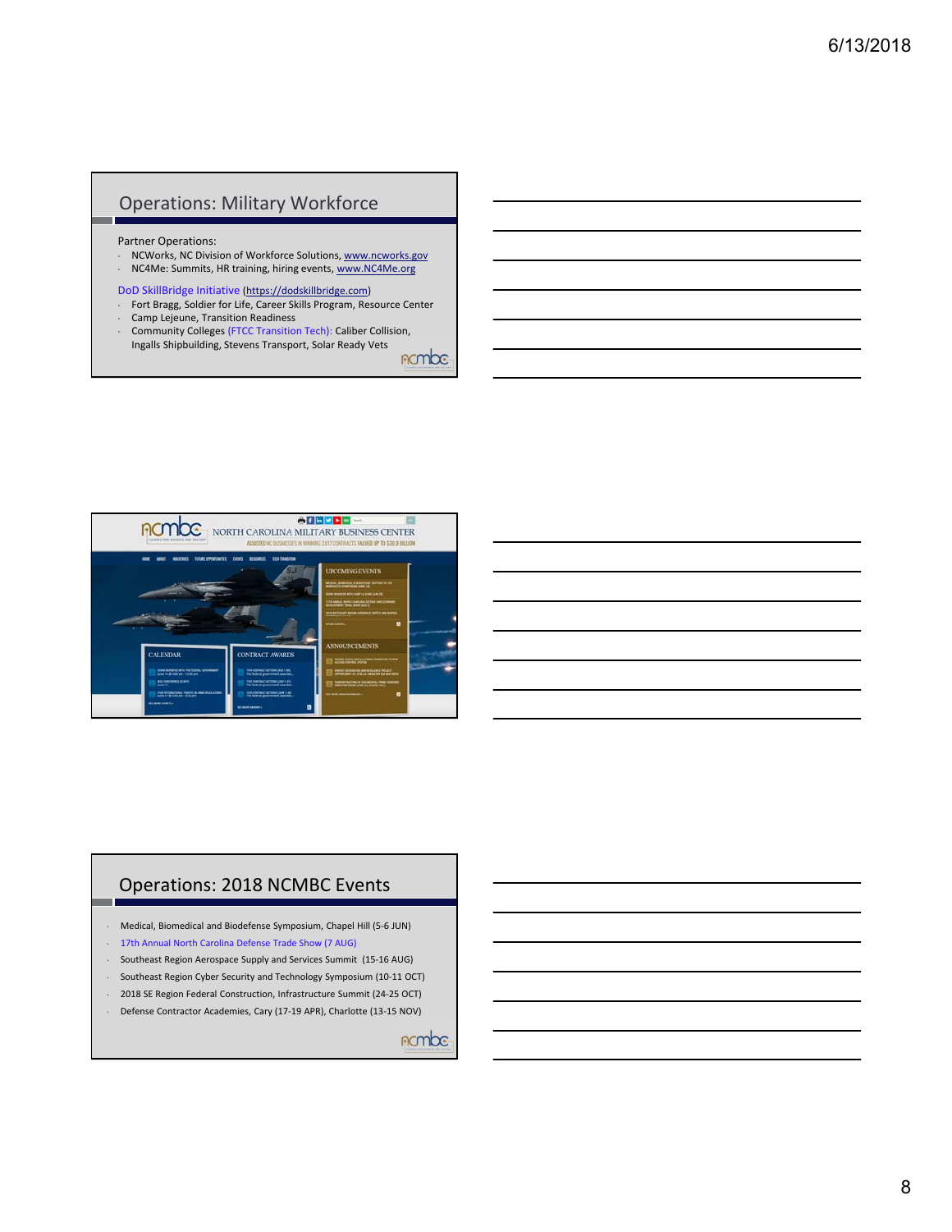## Operations: Military Workforce

Partner Operations:

- NCWorks, NC Division of Workforce Solutions, www.ncworks.gov
- NC4Me: Summits, HR training, hiring events, www.NC4Me.org

DoD SkillBridge Initiative (https://dodskillbridge.com)

- Fort Bragg, Soldier for Life, Career Skills Program, Resource Center
- Camp Lejeune, Transition Readiness
- Community Colleges (FTCC Transition Tech): Caliber Collision, Ingalls Shipbuilding, Stevens Transport, Solar Ready Vets

## Operations: 2018 NCMBC Events

- Medical, Biomedical and Biodefense Symposium, Chapel Hill (5-6 JUN)
- 17th Annual North Carolina Defense Trade Show (7 AUG)
- Southeast Region Aerospace Supply and Services Summit (15-16 AUG)
- Southeast Region Cyber Security and Technology Symposium (10-11 OCT)
- 2018 SE Region Federal Construction, Infrastructure Summit (24-25 OCT)
- Defense Contractor Academies, Cary (17-19 APR), Charlotte (13-15 NOV)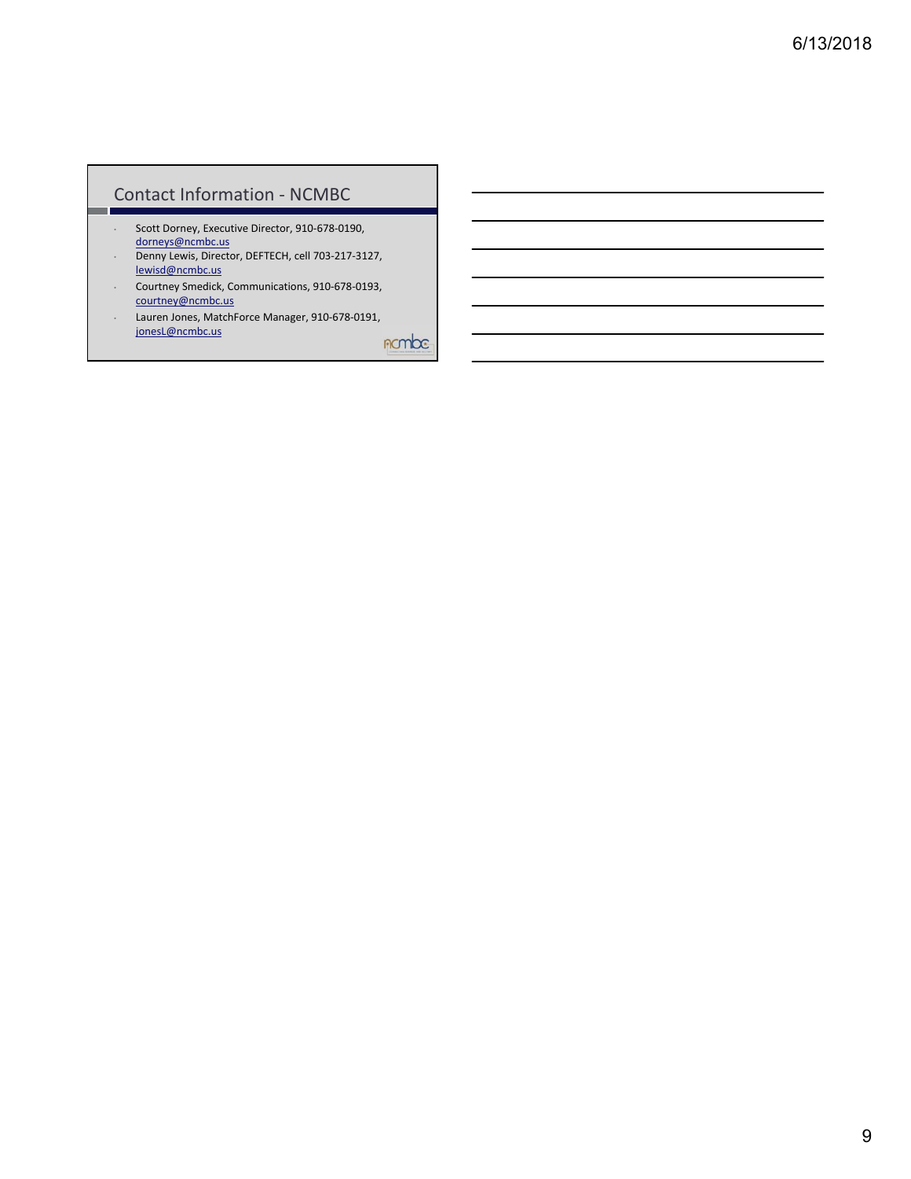## Contact Information - NCMBC

- Scott Dorney, Executive Director, 910-678-0190, dorneys@ncmbc.us
- Denny Lewis, Director, DEFTECH, cell 703-217-3127, lewisd@ncmbc.us
- Courtney Smedick, Communications, 910-678-0193, courtney@ncmbc.us
- Lauren Jones, MatchForce Manager, 910-678-0191, jonesL@ncmbc.us